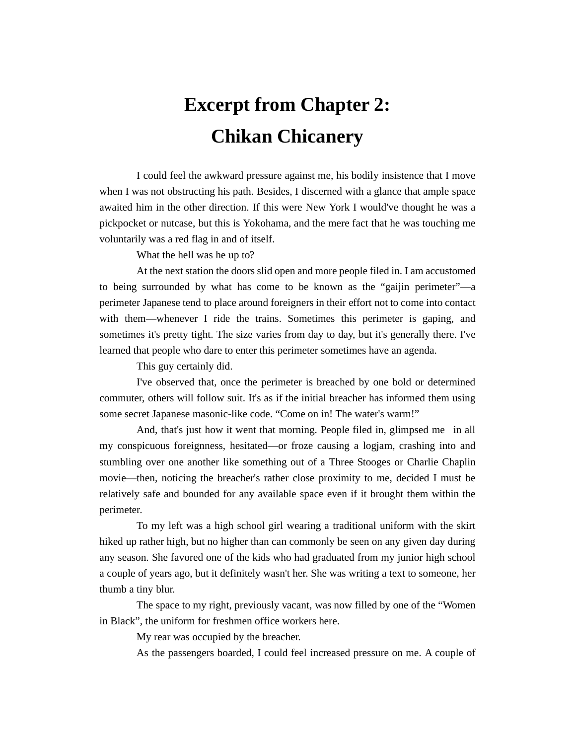# Excerpt from Chapter 2:
# Chikan Chicanery

I could feel the awkward pressure against me, his bodily insistence that I move when I was not obstructing his path. Besides, I discerned with a glance that ample space awaited him in the other direction. If this were New York I would've thought he was a pickpocket or nutcase, but this is Yokohama, and the mere fact that he was touching me voluntarily was a red flag in and of itself.

What the hell was he up to?

At the next station the doors slid open and more people filed in. I am accustomed to being surrounded by what has come to be known as the "gaijin perimeter"—a perimeter Japanese tend to place around foreigners in their effort not to come into contact with them—whenever I ride the trains. Sometimes this perimeter is gaping, and sometimes it's pretty tight. The size varies from day to day, but it's generally there. I've learned that people who dare to enter this perimeter sometimes have an agenda.

This guy certainly did.

I've observed that, once the perimeter is breached by one bold or determined commuter, others will follow suit. It's as if the initial breacher has informed them using some secret Japanese masonic-like code. "Come on in! The water's warm!"

And, that's just how it went that morning. People filed in, glimpsed me in all my conspicuous foreignness, hesitated—or froze causing a logjam, crashing into and stumbling over one another like something out of a Three Stooges or Charlie Chaplin movie—then, noticing the breacher's rather close proximity to me, decided I must be relatively safe and bounded for any available space even if it brought them within the perimeter.

To my left was a high school girl wearing a traditional uniform with the skirt hiked up rather high, but no higher than can commonly be seen on any given day during any season. She favored one of the kids who had graduated from my junior high school a couple of years ago, but it definitely wasn't her. She was writing a text to someone, her thumb a tiny blur.

The space to my right, previously vacant, was now filled by one of the "Women in Black", the uniform for freshmen office workers here.

My rear was occupied by the breacher.

As the passengers boarded, I could feel increased pressure on me. A couple of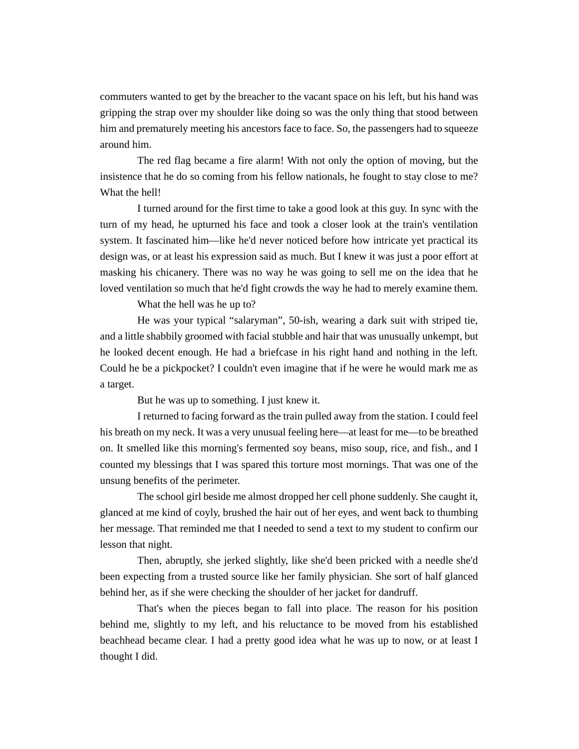commuters wanted to get by the breacher to the vacant space on his left, but his hand was gripping the strap over my shoulder like doing so was the only thing that stood between him and prematurely meeting his ancestors face to face. So, the passengers had to squeeze around him.

The red flag became a fire alarm! With not only the option of moving, but the insistence that he do so coming from his fellow nationals, he fought to stay close to me? What the hell!

I turned around for the first time to take a good look at this guy. In sync with the turn of my head, he upturned his face and took a closer look at the train's ventilation system. It fascinated him—like he'd never noticed before how intricate yet practical its design was, or at least his expression said as much. But I knew it was just a poor effort at masking his chicanery. There was no way he was going to sell me on the idea that he loved ventilation so much that he'd fight crowds the way he had to merely examine them.

What the hell was he up to?

He was your typical "salaryman", 50-ish, wearing a dark suit with striped tie, and a little shabbily groomed with facial stubble and hair that was unusually unkempt, but he looked decent enough. He had a briefcase in his right hand and nothing in the left. Could he be a pickpocket? I couldn't even imagine that if he were he would mark me as a target.

But he was up to something. I just knew it.

I returned to facing forward as the train pulled away from the station. I could feel his breath on my neck. It was a very unusual feeling here—at least for me—to be breathed on. It smelled like this morning's fermented soy beans, miso soup, rice, and fish., and I counted my blessings that I was spared this torture most mornings. That was one of the unsung benefits of the perimeter.

The school girl beside me almost dropped her cell phone suddenly. She caught it, glanced at me kind of coyly, brushed the hair out of her eyes, and went back to thumbing her message. That reminded me that I needed to send a text to my student to confirm our lesson that night.

Then, abruptly, she jerked slightly, like she'd been pricked with a needle she'd been expecting from a trusted source like her family physician. She sort of half glanced behind her, as if she were checking the shoulder of her jacket for dandruff.

That's when the pieces began to fall into place. The reason for his position behind me, slightly to my left, and his reluctance to be moved from his established beachhead became clear. I had a pretty good idea what he was up to now, or at least I thought I did.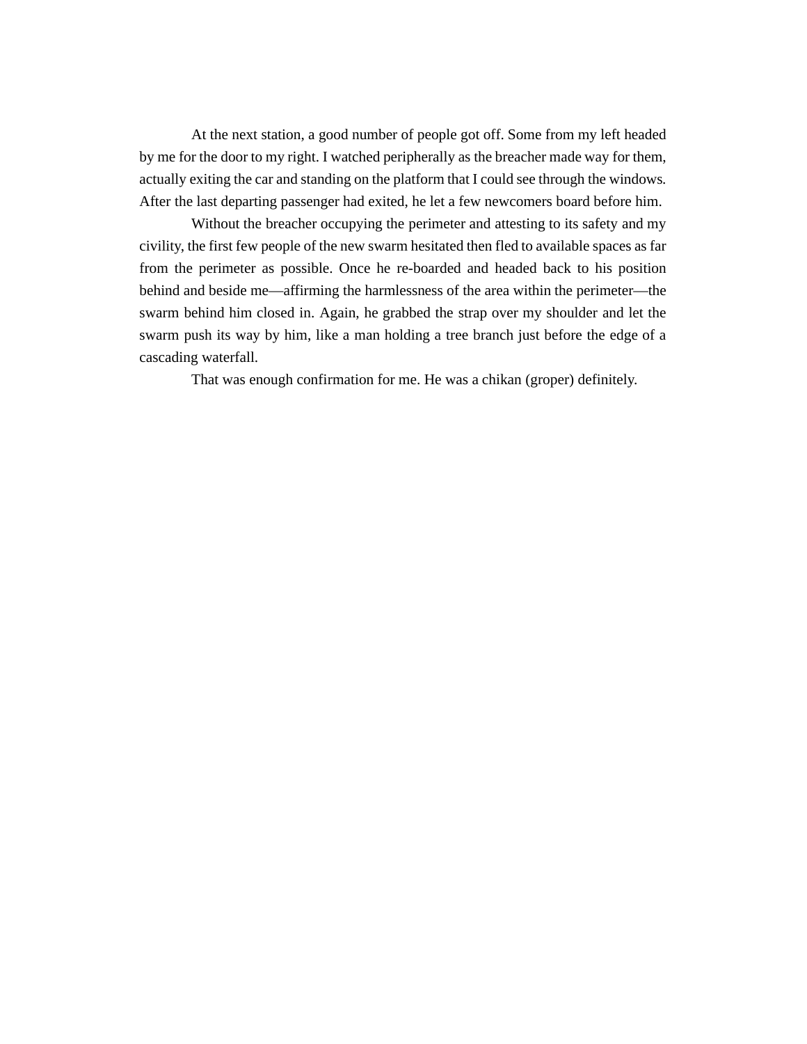At the next station, a good number of people got off. Some from my left headed by me for the door to my right. I watched peripherally as the breacher made way for them, actually exiting the car and standing on the platform that I could see through the windows. After the last departing passenger had exited, he let a few newcomers board before him.

Without the breacher occupying the perimeter and attesting to its safety and my civility, the first few people of the new swarm hesitated then fled to available spaces as far from the perimeter as possible. Once he re-boarded and headed back to his position behind and beside me—affirming the harmlessness of the area within the perimeter—the swarm behind him closed in. Again, he grabbed the strap over my shoulder and let the swarm push its way by him, like a man holding a tree branch just before the edge of a cascading waterfall.

That was enough confirmation for me. He was a chikan (groper) definitely.